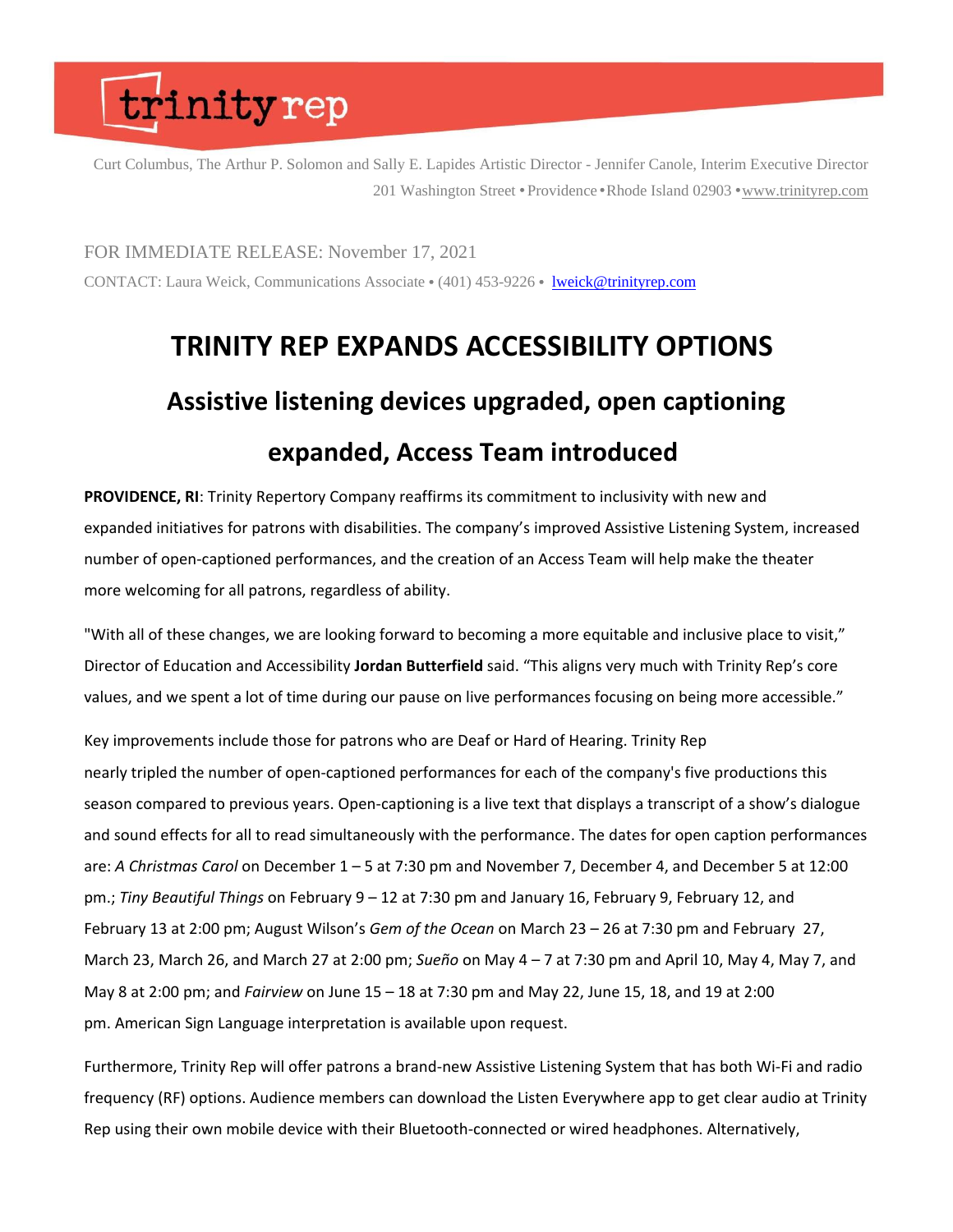trinity rep

Curt Columbus, The Arthur P. Solomon and Sally E. Lapides Artistic Director - Jennifer Canole, Interim Executive Director
201 Washington Street • Providence • Rhode Island 02903 • www.trinityrep.com

FOR IMMEDIATE RELEASE: November 17, 2021

CONTACT: Laura Weick, Communications Associate • (401) 453-9226 • lweick@trinityrep.com

# TRINITY REP EXPANDS ACCESSIBILITY OPTIONS

## Assistive listening devices upgraded, open captioning expanded, Access Team introduced

**PROVIDENCE, RI**: Trinity Repertory Company reaffirms its commitment to inclusivity with new and expanded initiatives for patrons with disabilities. The company's improved Assistive Listening System, increased number of open-captioned performances, and the creation of an Access Team will help make the theater more welcoming for all patrons, regardless of ability.

"With all of these changes, we are looking forward to becoming a more equitable and inclusive place to visit," Director of Education and Accessibility **Jordan Butterfield** said. "This aligns very much with Trinity Rep's core values, and we spent a lot of time during our pause on live performances focusing on being more accessible."

Key improvements include those for patrons who are Deaf or Hard of Hearing. Trinity Rep nearly tripled the number of open-captioned performances for each of the company's five productions this season compared to previous years. Open-captioning is a live text that displays a transcript of a show's dialogue and sound effects for all to read simultaneously with the performance. The dates for open caption performances are: *A Christmas Carol* on December 1 – 5 at 7:30 pm and November 7, December 4, and December 5 at 12:00 pm.; *Tiny Beautiful Things* on February 9 – 12 at 7:30 pm and January 16, February 9, February 12, and February 13 at 2:00 pm; August Wilson's *Gem of the Ocean* on March 23 – 26 at 7:30 pm and February 27, March 23, March 26, and March 27 at 2:00 pm; *Sueño* on May 4 – 7 at 7:30 pm and April 10, May 4, May 7, and May 8 at 2:00 pm; and *Fairview* on June 15 – 18 at 7:30 pm and May 22, June 15, 18, and 19 at 2:00 pm. American Sign Language interpretation is available upon request.

Furthermore, Trinity Rep will offer patrons a brand-new Assistive Listening System that has both Wi-Fi and radio frequency (RF) options. Audience members can download the Listen Everywhere app to get clear audio at Trinity Rep using their own mobile device with their Bluetooth-connected or wired headphones. Alternatively,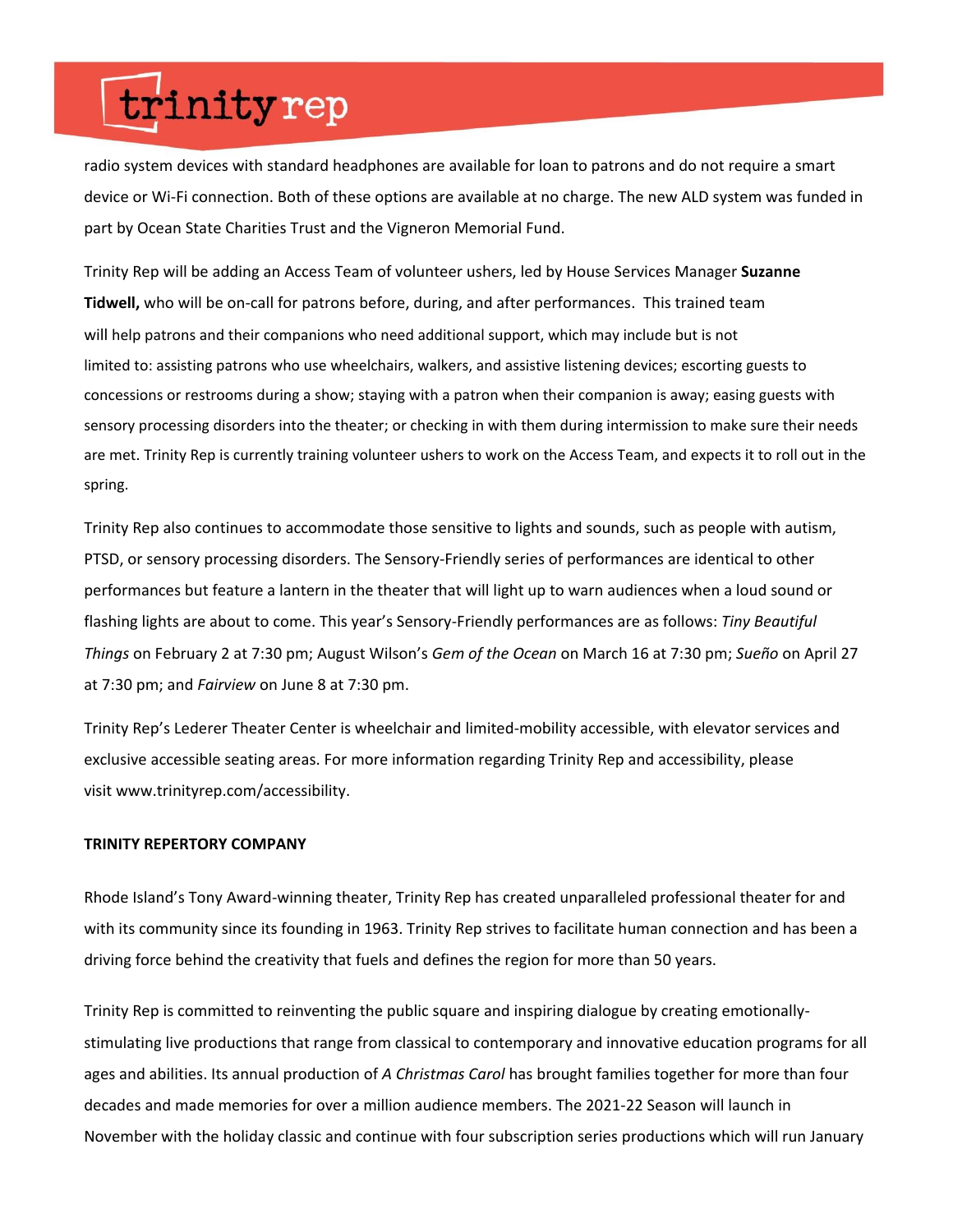radio system devices with standard headphones are available for loan to patrons and do not require a smart device or Wi-Fi connection. Both of these options are available at no charge. The new ALD system was funded in part by Ocean State Charities Trust and the Vigneron Memorial Fund.

Trinity Rep will be adding an Access Team of volunteer ushers, led by House Services Manager **Suzanne Tidwell,** who will be on-call for patrons before, during, and after performances. This trained team will help patrons and their companions who need additional support, which may include but is not limited to: assisting patrons who use wheelchairs, walkers, and assistive listening devices; escorting guests to concessions or restrooms during a show; staying with a patron when their companion is away; easing guests with sensory processing disorders into the theater; or checking in with them during intermission to make sure their needs are met. Trinity Rep is currently training volunteer ushers to work on the Access Team, and expects it to roll out in the spring.

Trinity Rep also continues to accommodate those sensitive to lights and sounds, such as people with autism, PTSD, or sensory processing disorders. The Sensory-Friendly series of performances are identical to other performances but feature a lantern in the theater that will light up to warn audiences when a loud sound or flashing lights are about to come. This year's Sensory-Friendly performances are as follows: *Tiny Beautiful Things* on February 2 at 7:30 pm; August Wilson's *Gem of the Ocean* on March 16 at 7:30 pm; *Sueño* on April 27 at 7:30 pm; and *Fairview* on June 8 at 7:30 pm.

Trinity Rep's Lederer Theater Center is wheelchair and limited-mobility accessible, with elevator services and exclusive accessible seating areas. For more information regarding Trinity Rep and accessibility, please visit www.trinityrep.com/accessibility.

**TRINITY REPERTORY COMPANY**

Rhode Island's Tony Award-winning theater, Trinity Rep has created unparalleled professional theater for and with its community since its founding in 1963. Trinity Rep strives to facilitate human connection and has been a driving force behind the creativity that fuels and defines the region for more than 50 years.

Trinity Rep is committed to reinventing the public square and inspiring dialogue by creating emotionally-stimulating live productions that range from classical to contemporary and innovative education programs for all ages and abilities. Its annual production of *A Christmas Carol* has brought families together for more than four decades and made memories for over a million audience members. The 2021-22 Season will launch in November with the holiday classic and continue with four subscription series productions which will run January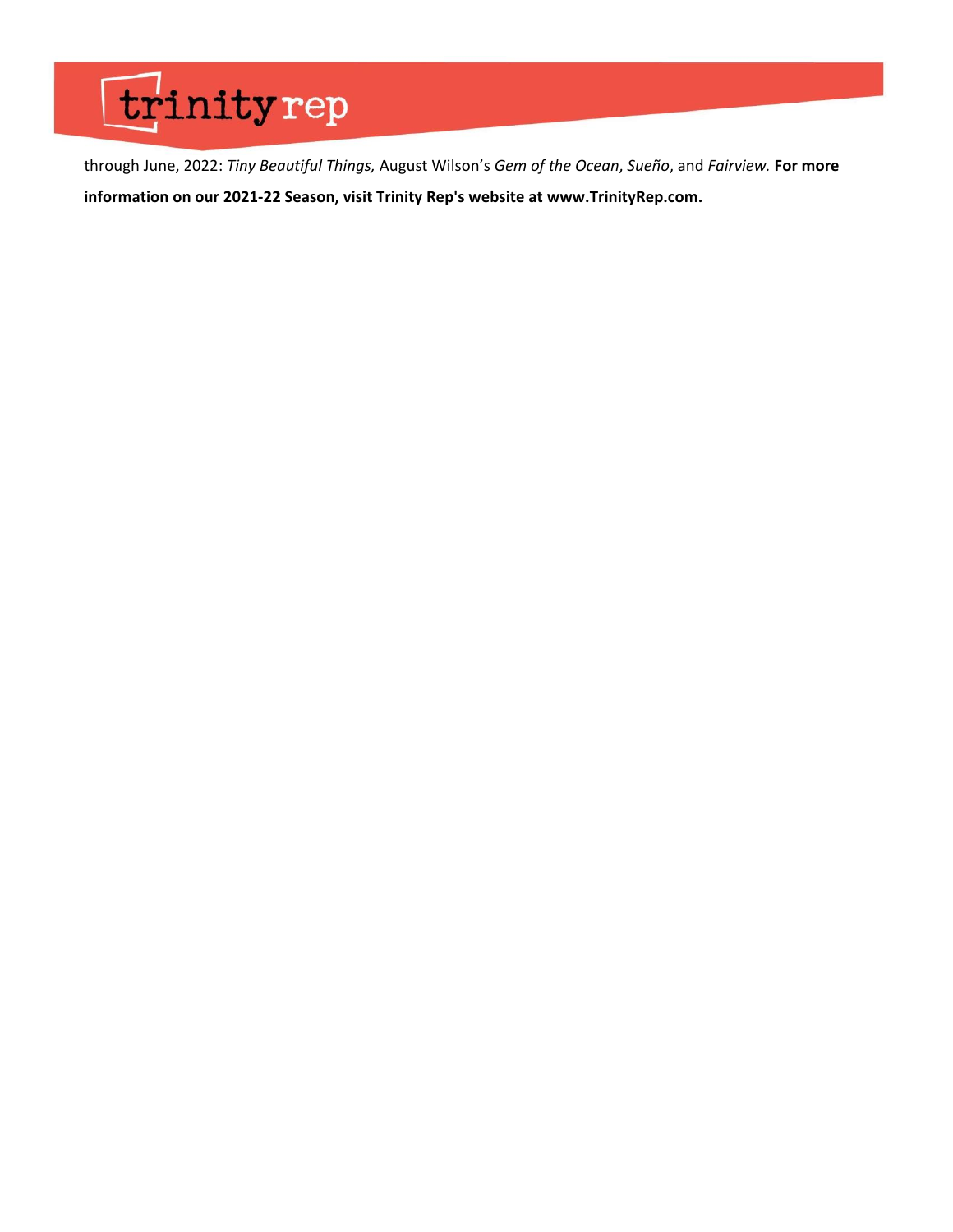through June, 2022: *Tiny Beautiful Things,* August Wilson's *Gem of the Ocean*, *Sueño*, and *Fairview.* **For more information on our 2021-22 Season, visit Trinity Rep's website at www.TrinityRep.com.**